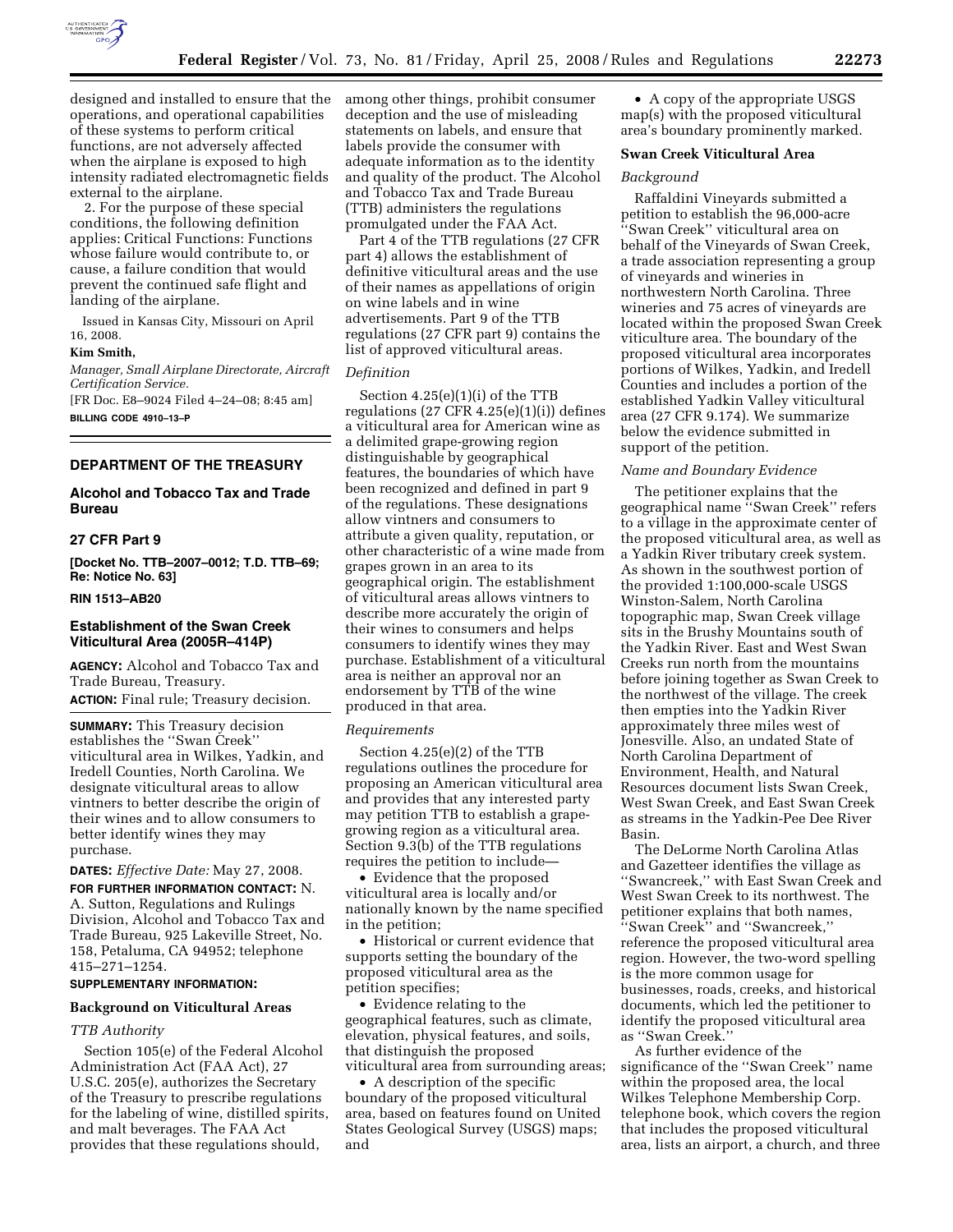designed and installed to ensure that the operations, and operational capabilities of these systems to perform critical functions, are not adversely affected when the airplane is exposed to high intensity radiated electromagnetic fields external to the airplane.

2. For the purpose of these special conditions, the following definition applies: Critical Functions: Functions whose failure would contribute to, or cause, a failure condition that would prevent the continued safe flight and landing of the airplane.

Issued in Kansas City, Missouri on April 16, 2008.

**Kim Smith,**

*Manager, Small Airplane Directorate, Aircraft Certification Service.*

[FR Doc. E8–9024 Filed 4–24–08; 8:45 am]

**BILLING CODE 4910–13–P**

## DEPARTMENT OF THE TREASURY

### Alcohol and Tobacco Tax and Trade Bureau

### 27 CFR Part 9

**[Docket No. TTB–2007–0012; T.D. TTB–69; Re: Notice No. 63]**

**RIN 1513–AB20**

### Establishment of the Swan Creek Viticultural Area (2005R–414P)

**AGENCY:** Alcohol and Tobacco Tax and Trade Bureau, Treasury.

**ACTION:** Final rule; Treasury decision.

**SUMMARY:** This Treasury decision establishes the ''Swan Creek'' viticultural area in Wilkes, Yadkin, and Iredell Counties, North Carolina. We designate viticultural areas to allow vintners to better describe the origin of their wines and to allow consumers to better identify wines they may purchase.

**DATES:** *Effective Date:* May 27, 2008.

**FOR FURTHER INFORMATION CONTACT:** N. A. Sutton, Regulations and Rulings Division, Alcohol and Tobacco Tax and Trade Bureau, 925 Lakeville Street, No. 158, Petaluma, CA 94952; telephone 415–271–1254.

**SUPPLEMENTARY INFORMATION:**

### Background on Viticultural Areas

*TTB Authority*

Section 105(e) of the Federal Alcohol Administration Act (FAA Act), 27 U.S.C. 205(e), authorizes the Secretary of the Treasury to prescribe regulations for the labeling of wine, distilled spirits, and malt beverages. The FAA Act provides that these regulations should, among other things, prohibit consumer deception and the use of misleading statements on labels, and ensure that labels provide the consumer with adequate information as to the identity and quality of the product. The Alcohol and Tobacco Tax and Trade Bureau (TTB) administers the regulations promulgated under the FAA Act.

Part 4 of the TTB regulations (27 CFR part 4) allows the establishment of definitive viticultural areas and the use of their names as appellations of origin on wine labels and in wine advertisements. Part 9 of the TTB regulations (27 CFR part 9) contains the list of approved viticultural areas.

*Definition*

Section 4.25(e)(1)(i) of the TTB regulations (27 CFR 4.25(e)(1)(i)) defines a viticultural area for American wine as a delimited grape-growing region distinguishable by geographical features, the boundaries of which have been recognized and defined in part 9 of the regulations. These designations allow vintners and consumers to attribute a given quality, reputation, or other characteristic of a wine made from grapes grown in an area to its geographical origin. The establishment of viticultural areas allows vintners to describe more accurately the origin of their wines to consumers and helps consumers to identify wines they may purchase. Establishment of a viticultural area is neither an approval nor an endorsement by TTB of the wine produced in that area.

*Requirements*

Section 4.25(e)(2) of the TTB regulations outlines the procedure for proposing an American viticultural area and provides that any interested party may petition TTB to establish a grape-growing region as a viticultural area. Section 9.3(b) of the TTB regulations requires the petition to include—

- Evidence that the proposed viticultural area is locally and/or nationally known by the name specified in the petition;
- Historical or current evidence that supports setting the boundary of the proposed viticultural area as the petition specifies;
- Evidence relating to the geographical features, such as climate, elevation, physical features, and soils, that distinguish the proposed viticultural area from surrounding areas;
- A description of the specific boundary of the proposed viticultural area, based on features found on United States Geological Survey (USGS) maps; and
- A copy of the appropriate USGS map(s) with the proposed viticultural area's boundary prominently marked.

### Swan Creek Viticultural Area

*Background*

Raffaldini Vineyards submitted a petition to establish the 96,000-acre ''Swan Creek'' viticultural area on behalf of the Vineyards of Swan Creek, a trade association representing a group of vineyards and wineries in northwestern North Carolina. Three wineries and 75 acres of vineyards are located within the proposed Swan Creek viticulture area. The boundary of the proposed viticultural area incorporates portions of Wilkes, Yadkin, and Iredell Counties and includes a portion of the established Yadkin Valley viticultural area (27 CFR 9.174). We summarize below the evidence submitted in support of the petition.

*Name and Boundary Evidence*

The petitioner explains that the geographical name ''Swan Creek'' refers to a village in the approximate center of the proposed viticultural area, as well as a Yadkin River tributary creek system. As shown in the southwest portion of the provided 1:100,000-scale USGS Winston-Salem, North Carolina topographic map, Swan Creek village sits in the Brushy Mountains south of the Yadkin River. East and West Swan Creeks run north from the mountains before joining together as Swan Creek to the northwest of the village. The creek then empties into the Yadkin River approximately three miles west of Jonesville. Also, an undated State of North Carolina Department of Environment, Health, and Natural Resources document lists Swan Creek, West Swan Creek, and East Swan Creek as streams in the Yadkin-Pee Dee River Basin.

The DeLorme North Carolina Atlas and Gazetteer identifies the village as ''Swancreek,'' with East Swan Creek and West Swan Creek to its northwest. The petitioner explains that both names, ''Swan Creek'' and ''Swancreek,'' reference the proposed viticultural area region. However, the two-word spelling is the more common usage for businesses, roads, creeks, and historical documents, which led the petitioner to identify the proposed viticultural area as ''Swan Creek.''

As further evidence of the significance of the ''Swan Creek'' name within the proposed area, the local Wilkes Telephone Membership Corp. telephone book, which covers the region that includes the proposed viticultural area, lists an airport, a church, and three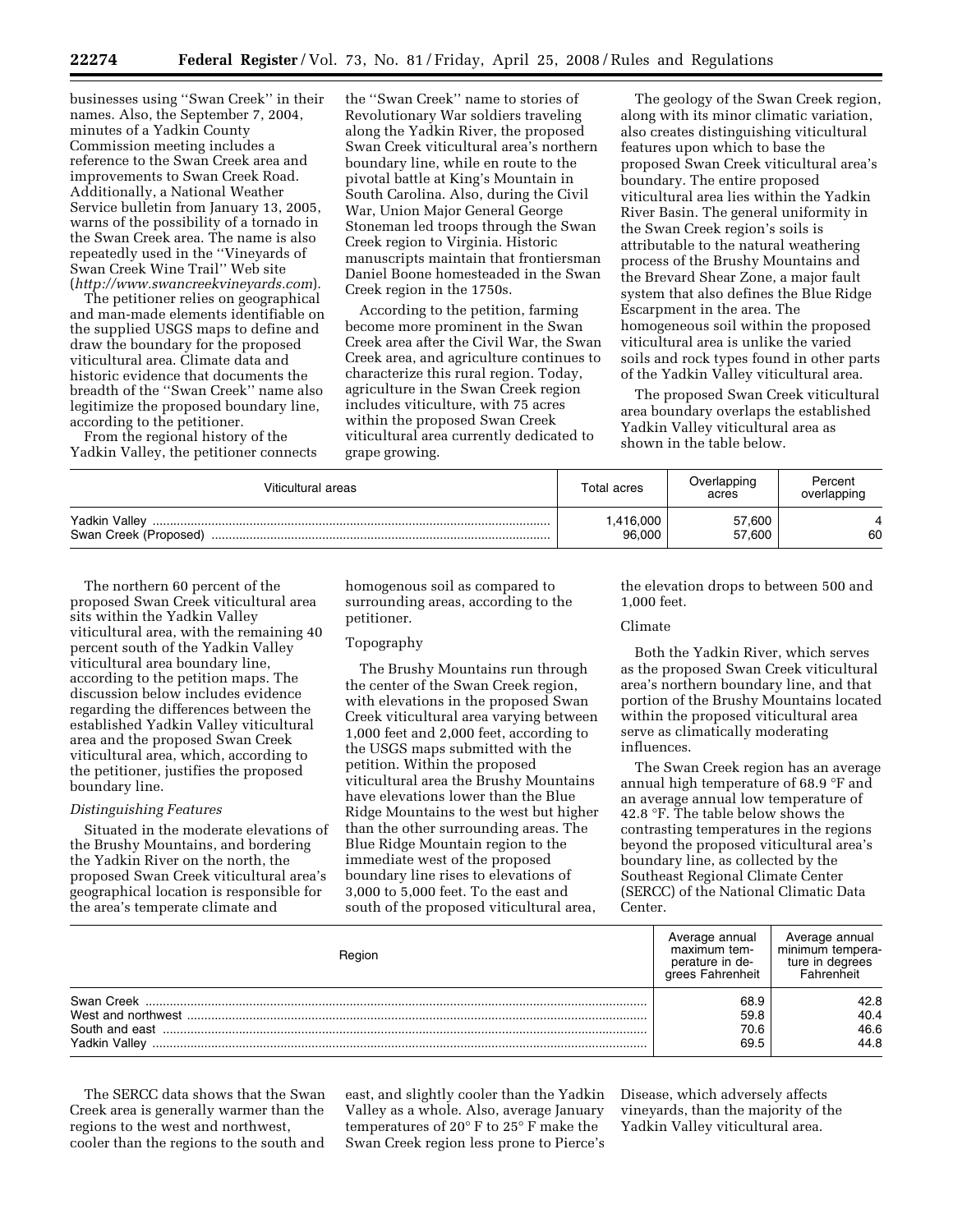businesses using ''Swan Creek'' in their names. Also, the September 7, 2004, minutes of a Yadkin County Commission meeting includes a reference to the Swan Creek area and improvements to Swan Creek Road. Additionally, a National Weather Service bulletin from January 13, 2005, warns of the possibility of a tornado in the Swan Creek area. The name is also repeatedly used in the ''Vineyards of Swan Creek Wine Trail'' Web site (*http://www.swancreekvineyards.com*).

The petitioner relies on geographical and man-made elements identifiable on the supplied USGS maps to define and draw the boundary for the proposed viticultural area. Climate data and historic evidence that documents the breadth of the ''Swan Creek'' name also legitimize the proposed boundary line, according to the petitioner.

From the regional history of the Yadkin Valley, the petitioner connects the ''Swan Creek'' name to stories of Revolutionary War soldiers traveling along the Yadkin River, the proposed Swan Creek viticultural area's northern boundary line, while en route to the pivotal battle at King's Mountain in South Carolina. Also, during the Civil War, Union Major General George Stoneman led troops through the Swan Creek region to Virginia. Historic manuscripts maintain that frontiersman Daniel Boone homesteaded in the Swan Creek region in the 1750s.

According to the petition, farming become more prominent in the Swan Creek area after the Civil War, the Swan Creek area, and agriculture continues to characterize this rural region. Today, agriculture in the Swan Creek region includes viticulture, with 75 acres within the proposed Swan Creek viticultural area currently dedicated to grape growing.

The geology of the Swan Creek region, along with its minor climatic variation, also creates distinguishing viticultural features upon which to base the proposed Swan Creek viticultural area's boundary. The entire proposed viticultural area lies within the Yadkin River Basin. The general uniformity in the Swan Creek region's soils is attributable to the natural weathering process of the Brushy Mountains and the Brevard Shear Zone, a major fault system that also defines the Blue Ridge Escarpment in the area. The homogeneous soil within the proposed viticultural area is unlike the varied soils and rock types found in other parts of the Yadkin Valley viticultural area.

The proposed Swan Creek viticultural area boundary overlaps the established Yadkin Valley viticultural area as shown in the table below.

| Viticultural areas | Total acres | Overlapping acres | Percent overlapping |
|---|---|---|---|
| Yadkin Valley | 1,416,000 | 57,600 | 4 |
| Swan Creek (Proposed) | 96,000 | 57,600 | 60 |

The northern 60 percent of the proposed Swan Creek viticultural area sits within the Yadkin Valley viticultural area, with the remaining 40 percent south of the Yadkin Valley viticultural area boundary line, according to the petition maps. The discussion below includes evidence regarding the differences between the established Yadkin Valley viticultural area and the proposed Swan Creek viticultural area, which, according to the petitioner, justifies the proposed boundary line.

*Distinguishing Features*

Situated in the moderate elevations of the Brushy Mountains, and bordering the Yadkin River on the north, the proposed Swan Creek viticultural area's geographical location is responsible for the area's temperate climate and homogenous soil as compared to surrounding areas, according to the petitioner.

Topography

The Brushy Mountains run through the center of the Swan Creek region, with elevations in the proposed Swan Creek viticultural area varying between 1,000 feet and 2,000 feet, according to the USGS maps submitted with the petition. Within the proposed viticultural area the Brushy Mountains have elevations lower than the Blue Ridge Mountains to the west but higher than the other surrounding areas. The Blue Ridge Mountain region to the immediate west of the proposed boundary line rises to elevations of 3,000 to 5,000 feet. To the east and south of the proposed viticultural area, the elevation drops to between 500 and 1,000 feet.

Climate

Both the Yadkin River, which serves as the proposed Swan Creek viticultural area's northern boundary line, and that portion of the Brushy Mountains located within the proposed viticultural area serve as climatically moderating influences.

The Swan Creek region has an average annual high temperature of 68.9 °F and an average annual low temperature of 42.8 °F. The table below shows the contrasting temperatures in the regions beyond the proposed viticultural area's boundary line, as collected by the Southeast Regional Climate Center (SERCC) of the National Climatic Data Center.

| Region | Average annual maximum temperature in degrees Fahrenheit | Average annual minimum temperature in degrees Fahrenheit |
|---|---|---|
| Swan Creek | 68.9 | 42.8 |
| West and northwest | 59.8 | 40.4 |
| South and east | 70.6 | 46.6 |
| Yadkin Valley | 69.5 | 44.8 |

The SERCC data shows that the Swan Creek area is generally warmer than the regions to the west and northwest, cooler than the regions to the south and east, and slightly cooler than the Yadkin Valley as a whole. Also, average January temperatures of 20° F to 25° F make the Swan Creek region less prone to Pierce's Disease, which adversely affects vineyards, than the majority of the Yadkin Valley viticultural area.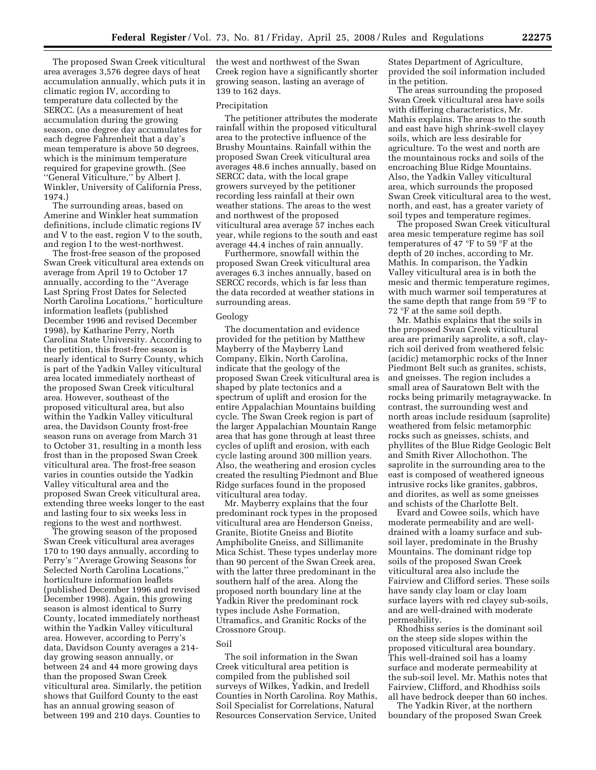The proposed Swan Creek viticultural area averages 3,576 degree days of heat accumulation annually, which puts it in climatic region IV, according to temperature data collected by the SERCC. (As a measurement of heat accumulation during the growing season, one degree day accumulates for each degree Fahrenheit that a day's mean temperature is above 50 degrees, which is the minimum temperature required for grapevine growth. (See ''General Viticulture,'' by Albert J. Winkler, University of California Press, 1974.)

The surrounding areas, based on Amerine and Winkler heat summation definitions, include climatic regions IV and V to the east, region V to the south, and region I to the west-northwest.

The frost-free season of the proposed Swan Creek viticultural area extends on average from April 19 to October 17 annually, according to the ''Average Last Spring Frost Dates for Selected North Carolina Locations,'' horticulture information leaflets (published December 1996 and revised December 1998), by Katharine Perry, North Carolina State University. According to the petition, this frost-free season is nearly identical to Surry County, which is part of the Yadkin Valley viticultural area located immediately northeast of the proposed Swan Creek viticultural area. However, southeast of the proposed viticultural area, but also within the Yadkin Valley viticultural area, the Davidson County frost-free season runs on average from March 31 to October 31, resulting in a month less frost than in the proposed Swan Creek viticultural area. The frost-free season varies in counties outside the Yadkin Valley viticultural area and the proposed Swan Creek viticultural area, extending three weeks longer to the east and lasting four to six weeks less in regions to the west and northwest.

The growing season of the proposed Swan Creek viticultural area averages 170 to 190 days annually, according to Perry's ''Average Growing Seasons for Selected North Carolina Locations,'' horticulture information leaflets (published December 1996 and revised December 1998). Again, this growing season is almost identical to Surry County, located immediately northeast within the Yadkin Valley viticultural area. However, according to Perry's data, Davidson County averages a 214-day growing season annually, or between 24 and 44 more growing days than the proposed Swan Creek viticultural area. Similarly, the petition shows that Guilford County to the east has an annual growing season of between 199 and 210 days. Counties to the west and northwest of the Swan Creek region have a significantly shorter growing season, lasting an average of 139 to 162 days.

### Precipitation

The petitioner attributes the moderate rainfall within the proposed viticultural area to the protective influence of the Brushy Mountains. Rainfall within the proposed Swan Creek viticultural area averages 48.6 inches annually, based on SERCC data, with the local grape growers surveyed by the petitioner recording less rainfall at their own weather stations. The areas to the west and northwest of the proposed viticultural area average 57 inches each year, while regions to the south and east average 44.4 inches of rain annually.

Furthermore, snowfall within the proposed Swan Creek viticultural area averages 6.3 inches annually, based on SERCC records, which is far less than the data recorded at weather stations in surrounding areas.

### Geology

The documentation and evidence provided for the petition by Matthew Mayberry of the Mayberry Land Company, Elkin, North Carolina, indicate that the geology of the proposed Swan Creek viticultural area is shaped by plate tectonics and a spectrum of uplift and erosion for the entire Appalachian Mountains building cycle. The Swan Creek region is part of the larger Appalachian Mountain Range area that has gone through at least three cycles of uplift and erosion, with each cycle lasting around 300 million years. Also, the weathering and erosion cycles created the resulting Piedmont and Blue Ridge surfaces found in the proposed viticultural area today.

Mr. Mayberry explains that the four predominant rock types in the proposed viticultural area are Henderson Gneiss, Granite, Biotite Gneiss and Biotite Amphibolite Gneiss, and Sillimanite Mica Schist. These types underlay more than 90 percent of the Swan Creek area, with the latter three predominant in the southern half of the area. Along the proposed north boundary line at the Yadkin River the predominant rock types include Ashe Formation, Utramafics, and Granitic Rocks of the Crossnore Group.

### Soil

The soil information in the Swan Creek viticultural area petition is compiled from the published soil surveys of Wilkes, Yadkin, and Iredell Counties in North Carolina. Roy Mathis, Soil Specialist for Correlations, Natural Resources Conservation Service, United States Department of Agriculture, provided the soil information included in the petition.

The areas surrounding the proposed Swan Creek viticultural area have soils with differing characteristics, Mr. Mathis explains. The areas to the south and east have high shrink-swell clayey soils, which are less desirable for agriculture. To the west and north are the mountainous rocks and soils of the encroaching Blue Ridge Mountains. Also, the Yadkin Valley viticultural area, which surrounds the proposed Swan Creek viticultural area to the west, north, and east, has a greater variety of soil types and temperature regimes.

The proposed Swan Creek viticultural area mesic temperature regime has soil temperatures of 47 °F to 59 °F at the depth of 20 inches, according to Mr. Mathis. In comparison, the Yadkin Valley viticultural area is in both the mesic and thermic temperature regimes, with much warmer soil temperatures at the same depth that range from 59 °F to 72 °F at the same soil depth.

Mr. Mathis explains that the soils in the proposed Swan Creek viticultural area are primarily saprolite, a soft, clay-rich soil derived from weathered felsic (acidic) metamorphic rocks of the Inner Piedmont Belt such as granites, schists, and gneisses. The region includes a small area of Sauratown Belt with the rocks being primarily metagraywacke. In contrast, the surrounding west and north areas include residuum (saprolite) weathered from felsic metamorphic rocks such as gneisses, schists, and phyllites of the Blue Ridge Geologic Belt and Smith River Allochothon. The saprolite in the surrounding area to the east is composed of weathered igneous intrusive rocks like granites, gabbros, and diorites, as well as some gneisses and schists of the Charlotte Belt.

Evard and Cowee soils, which have moderate permeability and are well-drained with a loamy surface and sub-soil layer, predominate in the Brushy Mountains. The dominant ridge top soils of the proposed Swan Creek viticultural area also include the Fairview and Clifford series. These soils have sandy clay loam or clay loam surface layers with red clayey sub-soils, and are well-drained with moderate permeability.

Rhodhiss series is the dominant soil on the steep side slopes within the proposed viticultural area boundary. This well-drained soil has a loamy surface and moderate permeability at the sub-soil level. Mr. Mathis notes that Fairview, Clifford, and Rhodhiss soils all have bedrock deeper than 60 inches.

The Yadkin River, at the northern boundary of the proposed Swan Creek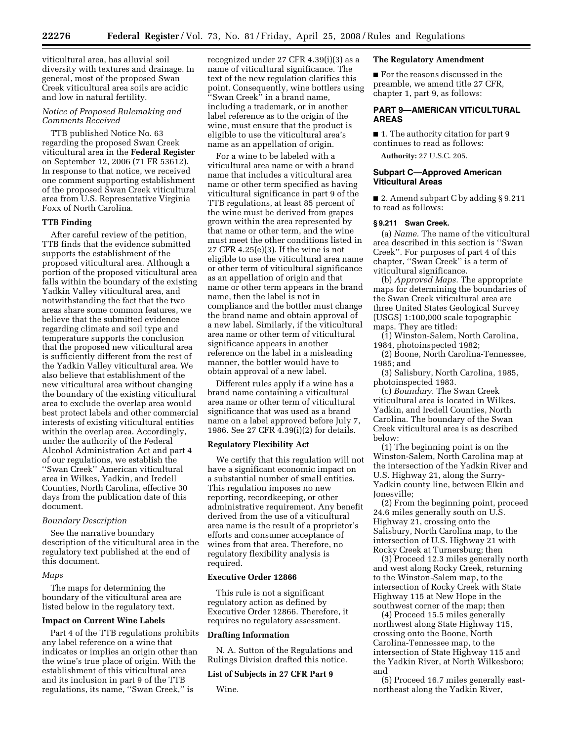viticultural area, has alluvial soil diversity with textures and drainage. In general, most of the proposed Swan Creek viticultural area soils are acidic and low in natural fertility.

*Notice of Proposed Rulemaking and Comments Received*

TTB published Notice No. 63 regarding the proposed Swan Creek viticultural area in the **Federal Register** on September 12, 2006 (71 FR 53612). In response to that notice, we received one comment supporting establishment of the proposed Swan Creek viticultural area from U.S. Representative Virginia Foxx of North Carolina.

## TTB Finding

After careful review of the petition, TTB finds that the evidence submitted supports the establishment of the proposed viticultural area. Although a portion of the proposed viticultural area falls within the boundary of the existing Yadkin Valley viticultural area, and notwithstanding the fact that the two areas share some common features, we believe that the submitted evidence regarding climate and soil type and temperature supports the conclusion that the proposed new viticultural area is sufficiently different from the rest of the Yadkin Valley viticultural area. We also believe that establishment of the new viticultural area without changing the boundary of the existing viticultural area to exclude the overlap area would best protect labels and other commercial interests of existing viticultural entities within the overlap area. Accordingly, under the authority of the Federal Alcohol Administration Act and part 4 of our regulations, we establish the ''Swan Creek'' American viticultural area in Wilkes, Yadkin, and Iredell Counties, North Carolina, effective 30 days from the publication date of this document.

*Boundary Description*

See the narrative boundary description of the viticultural area in the regulatory text published at the end of this document.

*Maps*

The maps for determining the boundary of the viticultural area are listed below in the regulatory text.

## Impact on Current Wine Labels

Part 4 of the TTB regulations prohibits any label reference on a wine that indicates or implies an origin other than the wine's true place of origin. With the establishment of this viticultural area and its inclusion in part 9 of the TTB regulations, its name, ''Swan Creek,'' is recognized under 27 CFR 4.39(i)(3) as a name of viticultural significance. The text of the new regulation clarifies this point. Consequently, wine bottlers using ''Swan Creek'' in a brand name, including a trademark, or in another label reference as to the origin of the wine, must ensure that the product is eligible to use the viticultural area's name as an appellation of origin.

For a wine to be labeled with a viticultural area name or with a brand name that includes a viticultural area name or other term specified as having viticultural significance in part 9 of the TTB regulations, at least 85 percent of the wine must be derived from grapes grown within the area represented by that name or other term, and the wine must meet the other conditions listed in 27 CFR 4.25(e)(3). If the wine is not eligible to use the viticultural area name or other term of viticultural significance as an appellation of origin and that name or other term appears in the brand name, then the label is not in compliance and the bottler must change the brand name and obtain approval of a new label. Similarly, if the viticultural area name or other term of viticultural significance appears in another reference on the label in a misleading manner, the bottler would have to obtain approval of a new label.

Different rules apply if a wine has a brand name containing a viticultural area name or other term of viticultural significance that was used as a brand name on a label approved before July 7, 1986. See 27 CFR 4.39(i)(2) for details.

## Regulatory Flexibility Act

We certify that this regulation will not have a significant economic impact on a substantial number of small entities. This regulation imposes no new reporting, recordkeeping, or other administrative requirement. Any benefit derived from the use of a viticultural area name is the result of a proprietor's efforts and consumer acceptance of wines from that area. Therefore, no regulatory flexibility analysis is required.

## Executive Order 12866

This rule is not a significant regulatory action as defined by Executive Order 12866. Therefore, it requires no regulatory assessment.

## Drafting Information

N. A. Sutton of the Regulations and Rulings Division drafted this notice.

## List of Subjects in 27 CFR Part 9

Wine.

## The Regulatory Amendment

■ For the reasons discussed in the preamble, we amend title 27 CFR, chapter 1, part 9, as follows:

## PART 9—AMERICAN VITICULTURAL AREAS

■ 1. The authority citation for part 9 continues to read as follows:

**Authority:** 27 U.S.C. 205.

## Subpart C—Approved American Viticultural Areas

■ 2. Amend subpart C by adding § 9.211 to read as follows:

**§ 9.211 Swan Creek.**

(a) *Name.* The name of the viticultural area described in this section is ''Swan Creek''. For purposes of part 4 of this chapter, ''Swan Creek'' is a term of viticultural significance.

(b) *Approved Maps.* The appropriate maps for determining the boundaries of the Swan Creek viticultural area are three United States Geological Survey (USGS) 1:100,000 scale topographic maps. They are titled:

(1) Winston-Salem, North Carolina, 1984, photoinspected 1982;

(2) Boone, North Carolina-Tennessee, 1985; and

(3) Salisbury, North Carolina, 1985, photoinspected 1983.

(c) *Boundary.* The Swan Creek viticultural area is located in Wilkes, Yadkin, and Iredell Counties, North Carolina. The boundary of the Swan Creek viticultural area is as described below:

(1) The beginning point is on the Winston-Salem, North Carolina map at the intersection of the Yadkin River and U.S. Highway 21, along the Surry-Yadkin county line, between Elkin and Jonesville;

(2) From the beginning point, proceed 24.6 miles generally south on U.S. Highway 21, crossing onto the Salisbury, North Carolina map, to the intersection of U.S. Highway 21 with Rocky Creek at Turnersburg; then

(3) Proceed 12.3 miles generally north and west along Rocky Creek, returning to the Winston-Salem map, to the intersection of Rocky Creek with State Highway 115 at New Hope in the southwest corner of the map; then

(4) Proceed 15.5 miles generally northwest along State Highway 115, crossing onto the Boone, North Carolina-Tennessee map, to the intersection of State Highway 115 and the Yadkin River, at North Wilkesboro; and

(5) Proceed 16.7 miles generally east-northeast along the Yadkin River,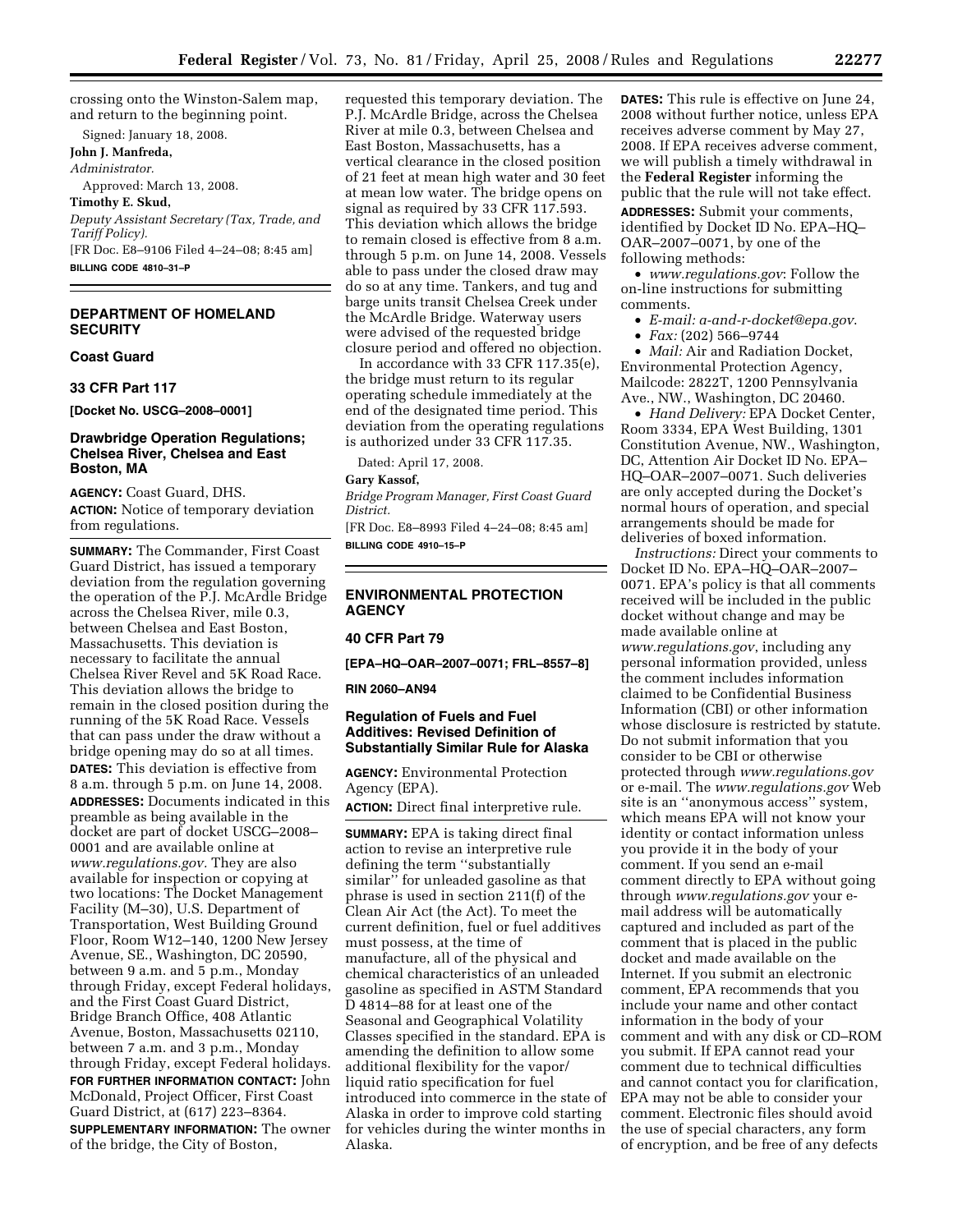crossing onto the Winston-Salem map, and return to the beginning point.

Signed: January 18, 2008.

**John J. Manfreda,**

*Administrator.*

Approved: March 13, 2008.

**Timothy E. Skud,**

*Deputy Assistant Secretary (Tax, Trade, and Tariff Policy).*

[FR Doc. E8–9106 Filed 4–24–08; 8:45 am]

**BILLING CODE 4810–31–P**

---

## DEPARTMENT OF HOMELAND SECURITY

### Coast Guard

### 33 CFR Part 117

**[Docket No. USCG–2008–0001]**

### Drawbridge Operation Regulations; Chelsea River, Chelsea and East Boston, MA

**AGENCY:** Coast Guard, DHS.

**ACTION:** Notice of temporary deviation from regulations.

**SUMMARY:** The Commander, First Coast Guard District, has issued a temporary deviation from the regulation governing the operation of the P.J. McArdle Bridge across the Chelsea River, mile 0.3, between Chelsea and East Boston, Massachusetts. This deviation is necessary to facilitate the annual Chelsea River Revel and 5K Road Race. This deviation allows the bridge to remain in the closed position during the running of the 5K Road Race. Vessels that can pass under the draw without a bridge opening may do so at all times.

**DATES:** This deviation is effective from 8 a.m. through 5 p.m. on June 14, 2008.

**ADDRESSES:** Documents indicated in this preamble as being available in the docket are part of docket USCG–2008–0001 and are available online at *www.regulations.gov*. They are also available for inspection or copying at two locations: The Docket Management Facility (M–30), U.S. Department of Transportation, West Building Ground Floor, Room W12–140, 1200 New Jersey Avenue, SE., Washington, DC 20590, between 9 a.m. and 5 p.m., Monday through Friday, except Federal holidays, and the First Coast Guard District, Bridge Branch Office, 408 Atlantic Avenue, Boston, Massachusetts 02110, between 7 a.m. and 3 p.m., Monday through Friday, except Federal holidays.

**FOR FURTHER INFORMATION CONTACT:** John McDonald, Project Officer, First Coast Guard District, at (617) 223–8364.

**SUPPLEMENTARY INFORMATION:** The owner of the bridge, the City of Boston, requested this temporary deviation. The P.J. McArdle Bridge, across the Chelsea River at mile 0.3, between Chelsea and East Boston, Massachusetts, has a vertical clearance in the closed position of 21 feet at mean high water and 30 feet at mean low water. The bridge opens on signal as required by 33 CFR 117.593. This deviation which allows the bridge to remain closed is effective from 8 a.m. through 5 p.m. on June 14, 2008. Vessels able to pass under the closed draw may do so at any time. Tankers, and tug and barge units transit Chelsea Creek under the McArdle Bridge. Waterway users were advised of the requested bridge closure period and offered no objection.

In accordance with 33 CFR 117.35(e), the bridge must return to its regular operating schedule immediately at the end of the designated time period. This deviation from the operating regulations is authorized under 33 CFR 117.35.

Dated: April 17, 2008.

**Gary Kassof,**

*Bridge Program Manager, First Coast Guard District.*

[FR Doc. E8–8993 Filed 4–24–08; 8:45 am]

**BILLING CODE 4910–15–P**

---

## ENVIRONMENTAL PROTECTION AGENCY

### 40 CFR Part 79

**[EPA–HQ–OAR–2007–0071; FRL–8557–8]**

**RIN 2060–AN94**

### Regulation of Fuels and Fuel Additives: Revised Definition of Substantially Similar Rule for Alaska

**AGENCY:** Environmental Protection Agency (EPA).

**ACTION:** Direct final interpretive rule.

**SUMMARY:** EPA is taking direct final action to revise an interpretive rule defining the term ''substantially similar'' for unleaded gasoline as that phrase is used in section 211(f) of the Clean Air Act (the Act). To meet the current definition, fuel or fuel additives must possess, at the time of manufacture, all of the physical and chemical characteristics of an unleaded gasoline as specified in ASTM Standard D 4814–88 for at least one of the Seasonal and Geographical Volatility Classes specified in the standard. EPA is amending the definition to allow some additional flexibility for the vapor/liquid ratio specification for fuel introduced into commerce in the state of Alaska in order to improve cold starting for vehicles during the winter months in Alaska.

**DATES:** This rule is effective on June 24, 2008 without further notice, unless EPA receives adverse comment by May 27, 2008. If EPA receives adverse comment, we will publish a timely withdrawal in the **Federal Register** informing the public that the rule will not take effect.

**ADDRESSES:** Submit your comments, identified by Docket ID No. EPA–HQ–OAR–2007–0071, by one of the following methods:

- *www.regulations.gov*: Follow the on-line instructions for submitting comments.
- *E-mail: a-and-r-docket@epa.gov*.
- *Fax:* (202) 566–9744
- *Mail:* Air and Radiation Docket, Environmental Protection Agency, Mailcode: 2822T, 1200 Pennsylvania Ave., NW., Washington, DC 20460.
- *Hand Delivery:* EPA Docket Center, Room 3334, EPA West Building, 1301 Constitution Avenue, NW., Washington, DC, Attention Air Docket ID No. EPA–HQ–OAR–2007–0071. Such deliveries are only accepted during the Docket's normal hours of operation, and special arrangements should be made for deliveries of boxed information.

*Instructions:* Direct your comments to Docket ID No. EPA–HQ–OAR–2007–0071. EPA's policy is that all comments received will be included in the public docket without change and may be made available online at *www.regulations.gov*, including any personal information provided, unless the comment includes information claimed to be Confidential Business Information (CBI) or other information whose disclosure is restricted by statute. Do not submit information that you consider to be CBI or otherwise protected through *www.regulations.gov* or e-mail. The *www.regulations.gov* Web site is an ''anonymous access'' system, which means EPA will not know your identity or contact information unless you provide it in the body of your comment. If you send an e-mail comment directly to EPA without going through *www.regulations.gov* your e-mail address will be automatically captured and included as part of the comment that is placed in the public docket and made available on the Internet. If you submit an electronic comment, EPA recommends that you include your name and other contact information in the body of your comment and with any disk or CD–ROM you submit. If EPA cannot read your comment due to technical difficulties and cannot contact you for clarification, EPA may not be able to consider your comment. Electronic files should avoid the use of special characters, any form of encryption, and be free of any defects